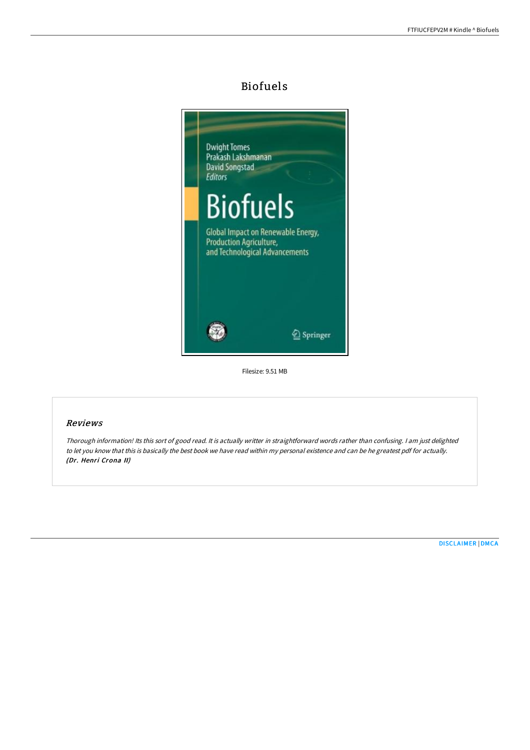# Biofuels

Filesize: 9.51 MB

## Reviews

*Thorough information! Its this sort of good read. It is actually writter in straightforward words rather than confusing. I am just delighted to let you know that this is basically the best book we have read within my personal existence and can be he greatest pdf for actually.*
***(Dr. Henri Crona II)***

DISCLAIMER | DMCA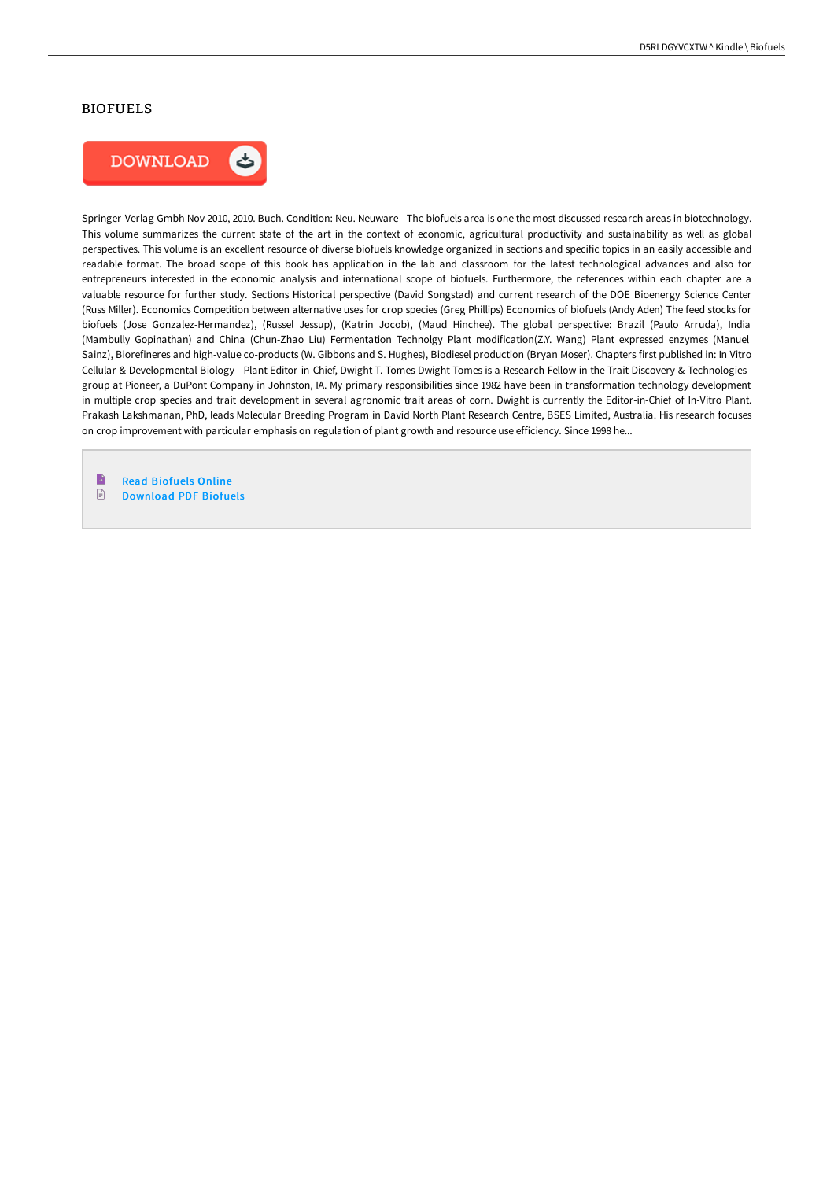# BIOFUELS

DOWNLOAD

Springer-Verlag Gmbh Nov 2010, 2010. Buch. Condition: Neu. Neuware - The biofuels area is one the most discussed research areas in biotechnology. This volume summarizes the current state of the art in the context of economic, agricultural productivity and sustainability as well as global perspectives. This volume is an excellent resource of diverse biofuels knowledge organized in sections and specific topics in an easily accessible and readable format. The broad scope of this book has application in the lab and classroom for the latest technological advances and also for entrepreneurs interested in the economic analysis and international scope of biofuels. Furthermore, the references within each chapter are a valuable resource for further study. Sections Historical perspective (David Songstad) and current research of the DOE Bioenergy Science Center (Russ Miller). Economics Competition between alternative uses for crop species (Greg Phillips) Economics of biofuels (Andy Aden) The feed stocks for biofuels (Jose Gonzalez-Hermandez), (Russel Jessup), (Katrin Jocob), (Maud Hinchee). The global perspective: Brazil (Paulo Arruda), India (Mambully Gopinathan) and China (Chun-Zhao Liu) Fermentation Technolgy Plant modification(Z.Y. Wang) Plant expressed enzymes (Manuel Sainz), Biorefineres and high-value co-products (W. Gibbons and S. Hughes), Biodiesel production (Bryan Moser). Chapters first published in: In Vitro Cellular & Developmental Biology - Plant Editor-in-Chief, Dwight T. Tomes Dwight Tomes is a Research Fellow in the Trait Discovery & Technologies group at Pioneer, a DuPont Company in Johnston, IA. My primary responsibilities since 1982 have been in transformation technology development in multiple crop species and trait development in several agronomic trait areas of corn. Dwight is currently the Editor-in-Chief of In-Vitro Plant. Prakash Lakshmanan, PhD, leads Molecular Breeding Program in David North Plant Research Centre, BSES Limited, Australia. His research focuses on crop improvement with particular emphasis on regulation of plant growth and resource use efficiency. Since 1998 he...

- Read Biofuels Online
- Download PDF Biofuels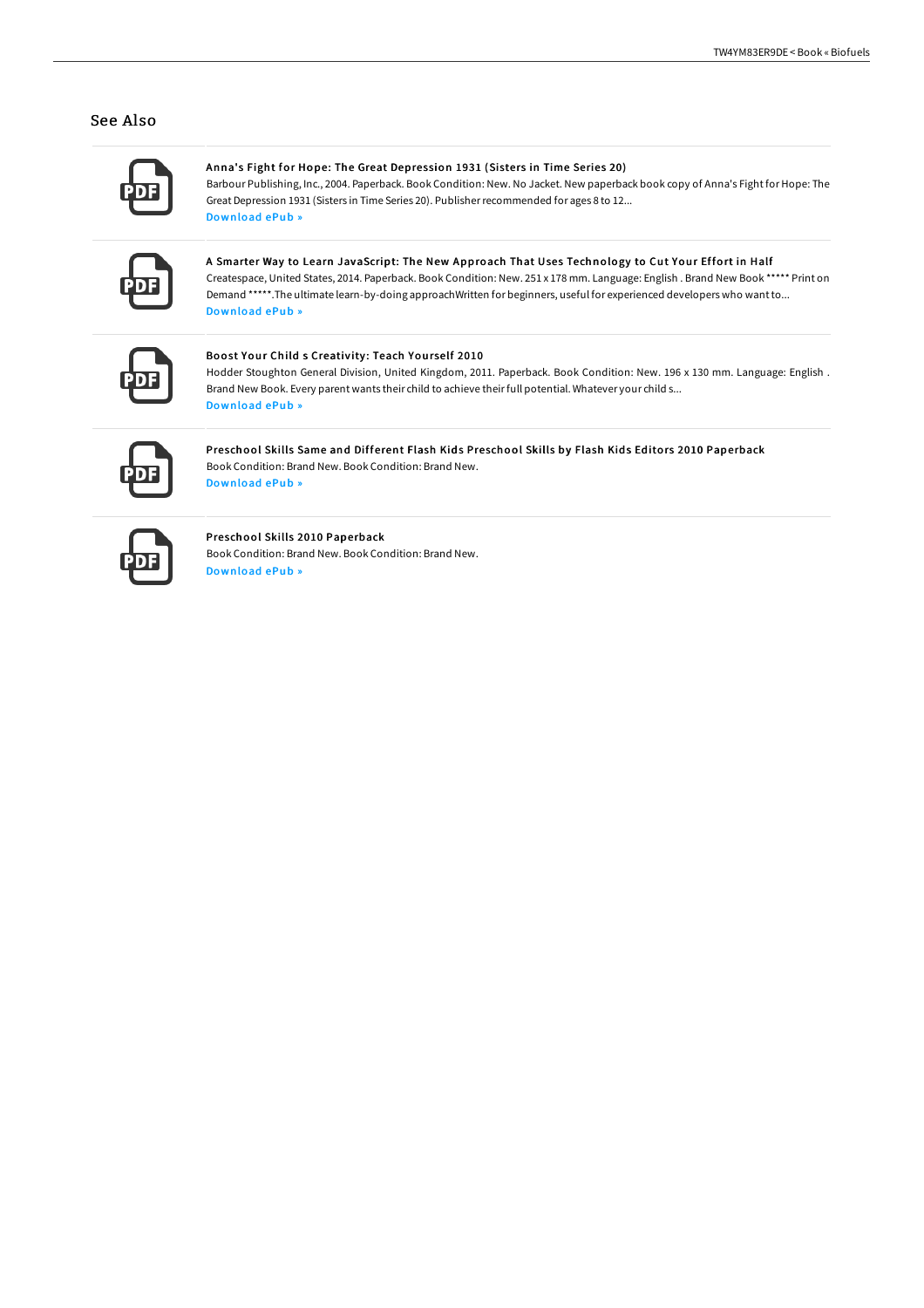## See Also

**Anna's Fight for Hope: The Great Depression 1931 (Sisters in Time Series 20)**

Barbour Publishing, Inc., 2004. Paperback. Book Condition: New. No Jacket. New paperback book copy of Anna's Fight for Hope: The Great Depression 1931 (Sisters in Time Series 20). Publisher recommended for ages 8 to 12...

Download ePub »

**A Smarter Way to Learn JavaScript: The New Approach That Uses Technology to Cut Your Effort in Half**

Createspace, United States, 2014. Paperback. Book Condition: New. 251 x 178 mm. Language: English . Brand New Book ***** Print on Demand *****.The ultimate learn-by-doing approachWritten for beginners, useful for experienced developers who want to...

Download ePub »

**Boost Your Child s Creativity: Teach Yourself 2010**

Hodder Stoughton General Division, United Kingdom, 2011. Paperback. Book Condition: New. 196 x 130 mm. Language: English . Brand New Book. Every parent wants their child to achieve their full potential. Whatever your child s...

Download ePub »

**Preschool Skills Same and Different Flash Kids Preschool Skills by Flash Kids Editors 2010 Paperback**

Book Condition: Brand New. Book Condition: Brand New.

Download ePub »

**Preschool Skills 2010 Paperback**

Book Condition: Brand New. Book Condition: Brand New.

Download ePub »